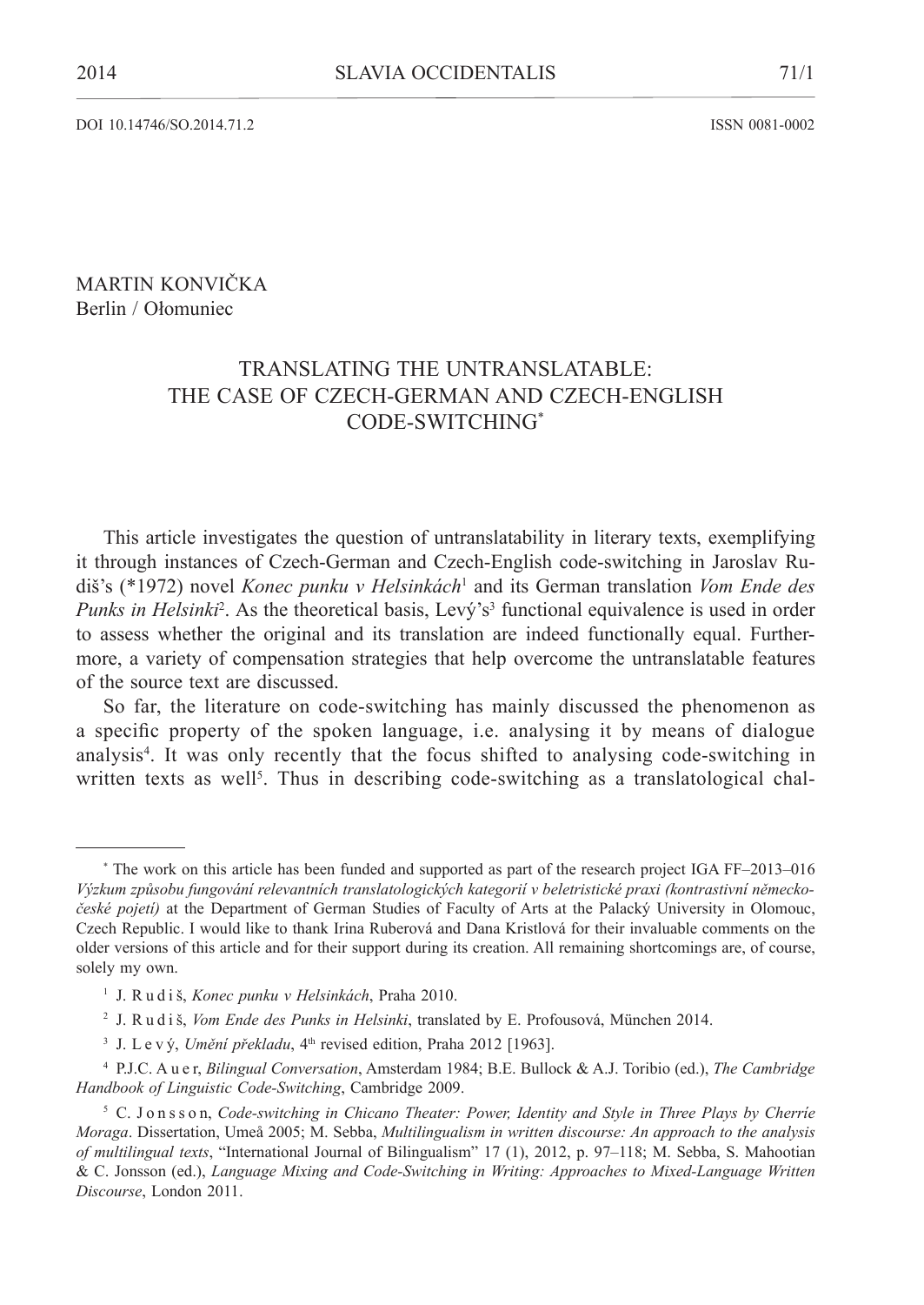DOI 10.14746/SO.2014.71.2 ISSN 0081-0002

MARTIN KONVIČKA
Berlin / Ołomuniec

# TRANSLATING THE UNTRANSLATABLE: THE CASE OF CZECH-GERMAN AND CZECH-ENGLISH CODE-SWITCHING[*]

This article investigates the question of untranslatability in literary texts, exemplifying it through instances of Czech-German and Czech-English code-switching in Jaroslav Rudiš's (*1972) novel *Konec punku v Helsinkách*[1] and its German translation *Vom Ende des Punks in Helsinki*[2]. As the theoretical basis, Levý's[3] functional equivalence is used in order to assess whether the original and its translation are indeed functionally equal. Furthermore, a variety of compensation strategies that help overcome the untranslatable features of the source text are discussed.

So far, the literature on code-switching has mainly discussed the phenomenon as a specific property of the spoken language, i.e. analysing it by means of dialogue analysis[4]. It was only recently that the focus shifted to analysing code-switching in written texts as well[5]. Thus in describing code-switching as a translatological chal-

---

[*] The work on this article has been funded and supported as part of the research project IGA FF–2013–016 *Výzkum způsobu fungování relevantních translatologických kategorií v beletristické praxi (kontrastivní německo-české pojetí)* at the Department of German Studies of Faculty of Arts at the Palacký University in Olomouc, Czech Republic. I would like to thank Irina Ruberová and Dana Kristlová for their invaluable comments on the older versions of this article and for their support during its creation. All remaining shortcomings are, of course, solely my own.

[1] J. R u d i š, *Konec punku v Helsinkách*, Praha 2010.

[2] J. R u d i š, *Vom Ende des Punks in Helsinki*, translated by E. Profousová, München 2014.

[3] J. L e v ý, *Umění překladu*, 4th revised edition, Praha 2012 [1963].

[4] P.J.C. A u e r, *Bilingual Conversation*, Amsterdam 1984; B.E. Bullock & A.J. Toribio (ed.), *The Cambridge Handbook of Linguistic Code-Switching*, Cambridge 2009.

[5] C. J o n s s o n, *Code-switching in Chicano Theater: Power, Identity and Style in Three Plays by Cherríe Moraga*. Dissertation, Umeå 2005; M. Sebba, *Multilingualism in written discourse: An approach to the analysis of multilingual texts*, "International Journal of Bilingualism" 17 (1), 2012, p. 97–118; M. Sebba, S. Mahootian & C. Jonsson (ed.), *Language Mixing and Code-Switching in Writing: Approaches to Mixed-Language Written Discourse*, London 2011.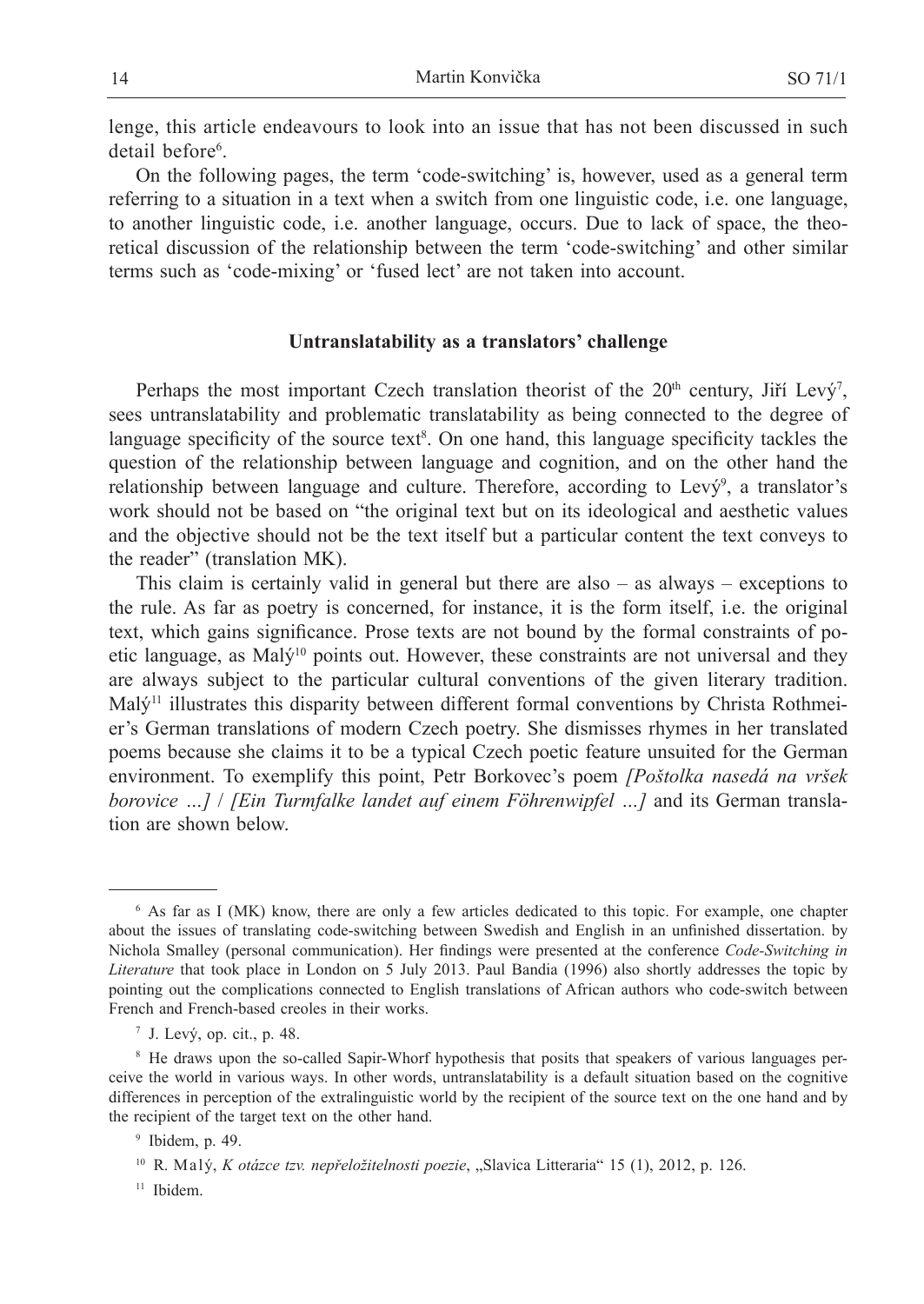lenge, this article endeavours to look into an issue that has not been discussed in such detail before[6].

On the following pages, the term 'code-switching' is, however, used as a general term referring to a situation in a text when a switch from one linguistic code, i.e. one language, to another linguistic code, i.e. another language, occurs. Due to lack of space, the theoretical discussion of the relationship between the term 'code-switching' and other similar terms such as 'code-mixing' or 'fused lect' are not taken into account.

## Untranslatability as a translators' challenge

Perhaps the most important Czech translation theorist of the 20th century, Jiří Levý[7], sees untranslatability and problematic translatability as being connected to the degree of language specificity of the source text[8]. On one hand, this language specificity tackles the question of the relationship between language and cognition, and on the other hand the relationship between language and culture. Therefore, according to Levý[9], a translator's work should not be based on "the original text but on its ideological and aesthetic values and the objective should not be the text itself but a particular content the text conveys to the reader" (translation MK).

This claim is certainly valid in general but there are also – as always – exceptions to the rule. As far as poetry is concerned, for instance, it is the form itself, i.e. the original text, which gains significance. Prose texts are not bound by the formal constraints of poetic language, as Malý[10] points out. However, these constraints are not universal and they are always subject to the particular cultural conventions of the given literary tradition. Malý[11] illustrates this disparity between different formal conventions by Christa Rothmeier's German translations of modern Czech poetry. She dismisses rhymes in her translated poems because she claims it to be a typical Czech poetic feature unsuited for the German environment. To exemplify this point, Petr Borkovec's poem *[Poštolka nasedá na vršek borovice …]* / *[Ein Turmfalke landet auf einem Föhrenwipfel …]* and its German translation are shown below.

---

[6] As far as I (MK) know, there are only a few articles dedicated to this topic. For example, one chapter about the issues of translating code-switching between Swedish and English in an unfinished dissertation. by Nichola Smalley (personal communication). Her findings were presented at the conference *Code-Switching in Literature* that took place in London on 5 July 2013. Paul Bandia (1996) also shortly addresses the topic by pointing out the complications connected to English translations of African authors who code-switch between French and French-based creoles in their works.

[7] J. Levý, op. cit., p. 48.

[8] He draws upon the so-called Sapir-Whorf hypothesis that posits that speakers of various languages perceive the world in various ways. In other words, untranslatability is a default situation based on the cognitive differences in perception of the extralinguistic world by the recipient of the source text on the one hand and by the recipient of the target text on the other hand.

[9] Ibidem, p. 49.

[10] R. Malý, *K otázce tzv. nepřeložitelnosti poezie*, „Slavica Litteraria" 15 (1), 2012, p. 126.

[11] Ibidem.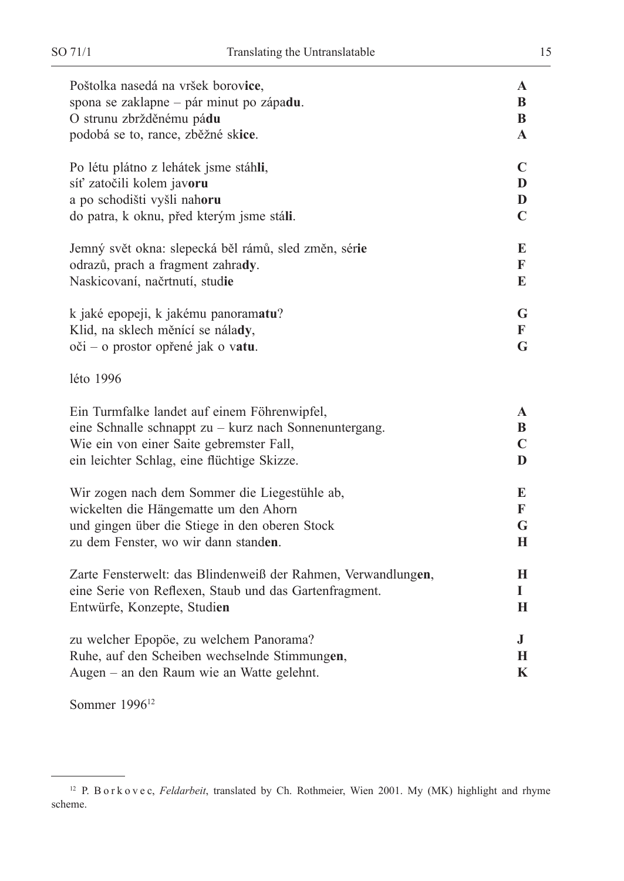| | |
|---|---|
| Poštolka nasedá na vršek borov**ice**, | **A** |
| spona se zaklapne – pár minut po zápa**du**. | **B** |
| O strunu zbržděnému pá**du** | **B** |
| podobá se to, rance, zběžné sk**ice**. | **A** |
| | |
| Po létu plátno z lehátek jsme stáh**li**, | **C** |
| síť zatočili kolem jav**oru** | **D** |
| a po schodišti vyšli nah**oru** | **D** |
| do patra, k oknu, před kterým jsme stá**li**. | **C** |
| | |
| Jemný svět okna: slepecká běl rámů, sled změn, sér**ie** | **E** |
| odrazů, prach a fragment zahra**dy**. | **F** |
| Naskicovaní, načrtnutí, stud**ie** | **E** |
| | |
| k jaké epopeji, k jakému panoram**atu**? | **G** |
| Klid, na sklech měnící se nála**dy**, | **F** |
| oči – o prostor opřené jak o v**atu**. | **G** |

léto 1996

| | |
|---|---|
| Ein Turmfalke landet auf einem Föhrenwipfel, | **A** |
| eine Schnalle schnappt zu – kurz nach Sonnenuntergang. | **B** |
| Wie ein von einer Saite gebremster Fall, | **C** |
| ein leichter Schlag, eine flüchtige Skizze. | **D** |
| | |
| Wir zogen nach dem Sommer die Liegestühle ab, | **E** |
| wickelten die Hängematte um den Ahorn | **F** |
| und gingen über die Stiege in den oberen Stock | **G** |
| zu dem Fenster, wo wir dann stand**en**. | **H** |
| | |
| Zarte Fensterwelt: das Blindenweiß der Rahmen, Verwandlung**en**, | **H** |
| eine Serie von Reflexen, Staub und das Gartenfragment. | **I** |
| Entwürfe, Konzepte, Studi**en** | **H** |
| | |
| zu welcher Epopöe, zu welchem Panorama? | **J** |
| Ruhe, auf den Scheiben wechselnde Stimmung**en**, | **H** |
| Augen – an den Raum wie an Watte gelehnt. | **K** |

Sommer 1996[12]

---

[12] P. Borkovec, *Feldarbeit*, translated by Ch. Rothmeier, Wien 2001. My (MK) highlight and rhyme scheme.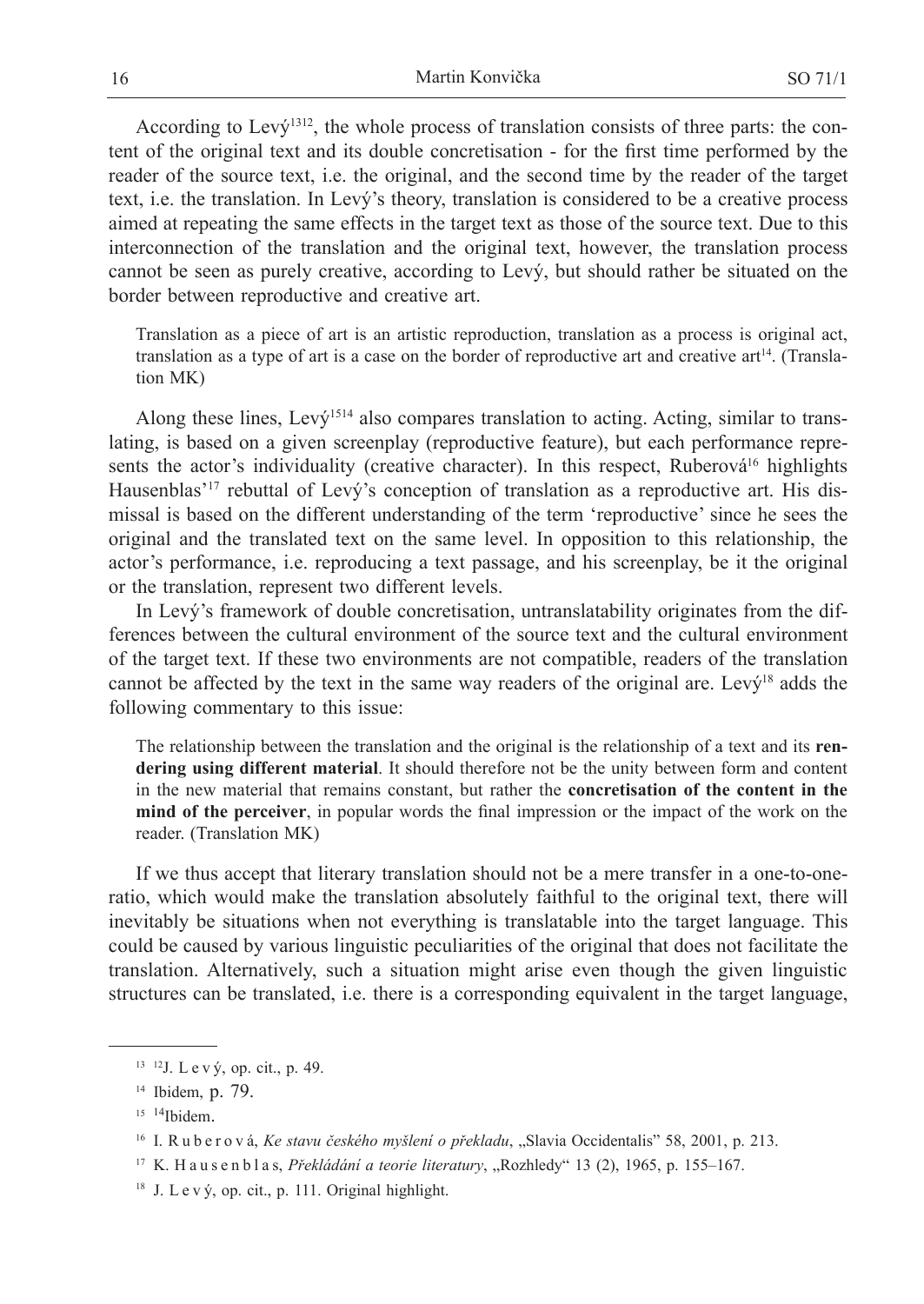According to Levý[13][12], the whole process of translation consists of three parts: the content of the original text and its double concretisation - for the first time performed by the reader of the source text, i.e. the original, and the second time by the reader of the target text, i.e. the translation. In Levý's theory, translation is considered to be a creative process aimed at repeating the same effects in the target text as those of the source text. Due to this interconnection of the translation and the original text, however, the translation process cannot be seen as purely creative, according to Levý, but should rather be situated on the border between reproductive and creative art.

> Translation as a piece of art is an artistic reproduction, translation as a process is original act, translation as a type of art is a case on the border of reproductive art and creative art[14]. (Translation MK)

Along these lines, Levý[15][14] also compares translation to acting. Acting, similar to translating, is based on a given screenplay (reproductive feature), but each performance represents the actor's individuality (creative character). In this respect, Ruberová[16] highlights Hausenblas'[17] rebuttal of Levý's conception of translation as a reproductive art. His dismissal is based on the different understanding of the term 'reproductive' since he sees the original and the translated text on the same level. In opposition to this relationship, the actor's performance, i.e. reproducing a text passage, and his screenplay, be it the original or the translation, represent two different levels.

In Levý's framework of double concretisation, untranslatability originates from the differences between the cultural environment of the source text and the cultural environment of the target text. If these two environments are not compatible, readers of the translation cannot be affected by the text in the same way readers of the original are. Levý[18] adds the following commentary to this issue:

> The relationship between the translation and the original is the relationship of a text and its **rendering using different material**. It should therefore not be the unity between form and content in the new material that remains constant, but rather the **concretisation of the content in the mind of the perceiver**, in popular words the final impression or the impact of the work on the reader. (Translation MK)

If we thus accept that literary translation should not be a mere transfer in a one-to-one-ratio, which would make the translation absolutely faithful to the original text, there will inevitably be situations when not everything is translatable into the target language. This could be caused by various linguistic peculiarities of the original that does not facilitate the translation. Alternatively, such a situation might arise even though the given linguistic structures can be translated, i.e. there is a corresponding equivalent in the target language,

---

[13] [12]J. L e v ý, op. cit., p. 49.

[14] Ibidem, p. 79.

[15] [14]Ibidem.

[16] I. R u b e r o v á, *Ke stavu českého myšlení o překladu*, „Slavia Occidentalis" 58, 2001, p. 213.

[17] K. H a u s e n b l a s, *Překládání a teorie literatury*, „Rozhledy" 13 (2), 1965, p. 155–167.

[18] J. L e v ý, op. cit., p. 111. Original highlight.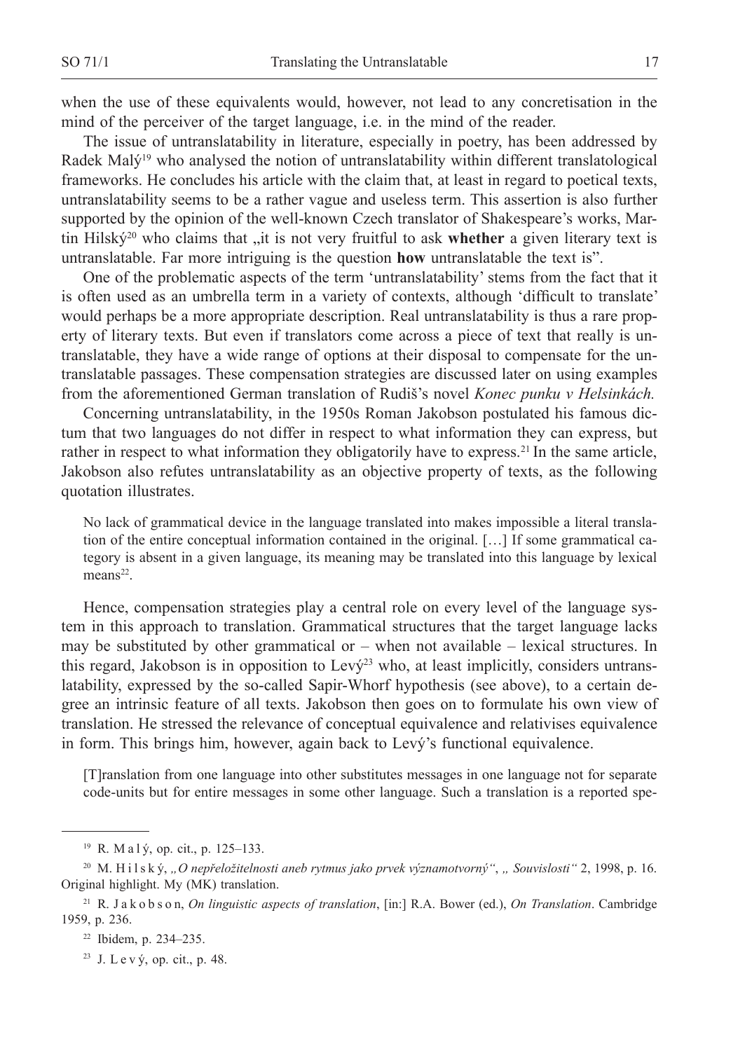when the use of these equivalents would, however, not lead to any concretisation in the mind of the perceiver of the target language, i.e. in the mind of the reader.

The issue of untranslatability in literature, especially in poetry, has been addressed by Radek Malý[19] who analysed the notion of untranslatability within different translatological frameworks. He concludes his article with the claim that, at least in regard to poetical texts, untranslatability seems to be a rather vague and useless term. This assertion is also further supported by the opinion of the well-known Czech translator of Shakespeare's works, Martin Hilský[20] who claims that „it is not very fruitful to ask **whether** a given literary text is untranslatable. Far more intriguing is the question **how** untranslatable the text is".

One of the problematic aspects of the term 'untranslatability' stems from the fact that it is often used as an umbrella term in a variety of contexts, although 'difficult to translate' would perhaps be a more appropriate description. Real untranslatability is thus a rare property of literary texts. But even if translators come across a piece of text that really is untranslatable, they have a wide range of options at their disposal to compensate for the untranslatable passages. These compensation strategies are discussed later on using examples from the aforementioned German translation of Rudiš's novel *Konec punku v Helsinkách.*

Concerning untranslatability, in the 1950s Roman Jakobson postulated his famous dictum that two languages do not differ in respect to what information they can express, but rather in respect to what information they obligatorily have to express.[21] In the same article, Jakobson also refutes untranslatability as an objective property of texts, as the following quotation illustrates.

> No lack of grammatical device in the language translated into makes impossible a literal translation of the entire conceptual information contained in the original. […] If some grammatical category is absent in a given language, its meaning may be translated into this language by lexical means[22].

Hence, compensation strategies play a central role on every level of the language system in this approach to translation. Grammatical structures that the target language lacks may be substituted by other grammatical or – when not available – lexical structures. In this regard, Jakobson is in opposition to Levý[23] who, at least implicitly, considers untranslatability, expressed by the so-called Sapir-Whorf hypothesis (see above), to a certain degree an intrinsic feature of all texts. Jakobson then goes on to formulate his own view of translation. He stressed the relevance of conceptual equivalence and relativises equivalence in form. This brings him, however, again back to Levý's functional equivalence.

> [T]ranslation from one language into other substitutes messages in one language not for separate code-units but for entire messages in some other language. Such a translation is a reported spe-

---

[19] R. M a l ý, op. cit., p. 125–133.

[20] M. H i l s k ý, *„O nepřeložitelnosti aneb rytmus jako prvek významotvorný"*, *„ Souvislosti"* 2, 1998, p. 16. Original highlight. My (MK) translation.

[21] R. J a k o b s o n, *On linguistic aspects of translation*, [in:] R.A. Bower (ed.), *On Translation*. Cambridge 1959, p. 236.

[22] Ibidem, p. 234–235.

[23] J. L e v ý, op. cit., p. 48.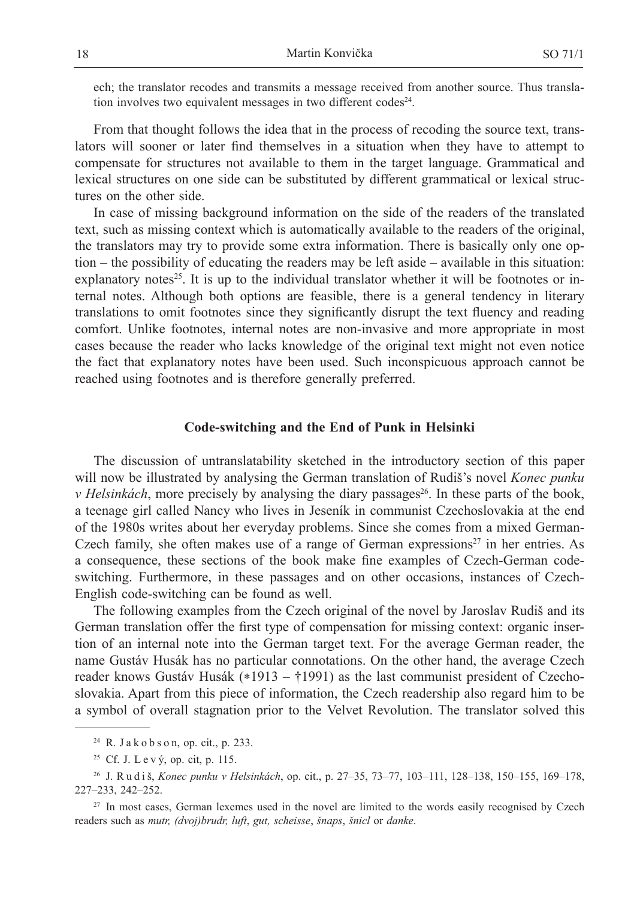ech; the translator recodes and transmits a message received from another source. Thus translation involves two equivalent messages in two different codes[24].

From that thought follows the idea that in the process of recoding the source text, translators will sooner or later find themselves in a situation when they have to attempt to compensate for structures not available to them in the target language. Grammatical and lexical structures on one side can be substituted by different grammatical or lexical structures on the other side.

In case of missing background information on the side of the readers of the translated text, such as missing context which is automatically available to the readers of the original, the translators may try to provide some extra information. There is basically only one option – the possibility of educating the readers may be left aside – available in this situation: explanatory notes[25]. It is up to the individual translator whether it will be footnotes or internal notes. Although both options are feasible, there is a general tendency in literary translations to omit footnotes since they significantly disrupt the text fluency and reading comfort. Unlike footnotes, internal notes are non-invasive and more appropriate in most cases because the reader who lacks knowledge of the original text might not even notice the fact that explanatory notes have been used. Such inconspicuous approach cannot be reached using footnotes and is therefore generally preferred.

## Code-switching and the End of Punk in Helsinki

The discussion of untranslatability sketched in the introductory section of this paper will now be illustrated by analysing the German translation of Rudiš's novel *Konec punku v Helsinkách*, more precisely by analysing the diary passages[26]. In these parts of the book, a teenage girl called Nancy who lives in Jeseník in communist Czechoslovakia at the end of the 1980s writes about her everyday problems. Since she comes from a mixed German-Czech family, she often makes use of a range of German expressions[27] in her entries. As a consequence, these sections of the book make fine examples of Czech-German code-switching. Furthermore, in these passages and on other occasions, instances of Czech-English code-switching can be found as well.

The following examples from the Czech original of the novel by Jaroslav Rudiš and its German translation offer the first type of compensation for missing context: organic insertion of an internal note into the German target text. For the average German reader, the name Gustáv Husák has no particular connotations. On the other hand, the average Czech reader knows Gustáv Husák (∗1913 – †1991) as the last communist president of Czechoslovakia. Apart from this piece of information, the Czech readership also regard him to be a symbol of overall stagnation prior to the Velvet Revolution. The translator solved this

---

[24] R. Jakobson, op. cit., p. 233.

[25] Cf. J. Levý, op. cit, p. 115.

[26] J. Rudiš, *Konec punku v Helsinkách*, op. cit., p. 27–35, 73–77, 103–111, 128–138, 150–155, 169–178, 227–233, 242–252.

[27] In most cases, German lexemes used in the novel are limited to the words easily recognised by Czech readers such as *mutr, (dvoj)brudr, luft*, *gut, scheisse*, *šnaps*, *šnicl* or *danke*.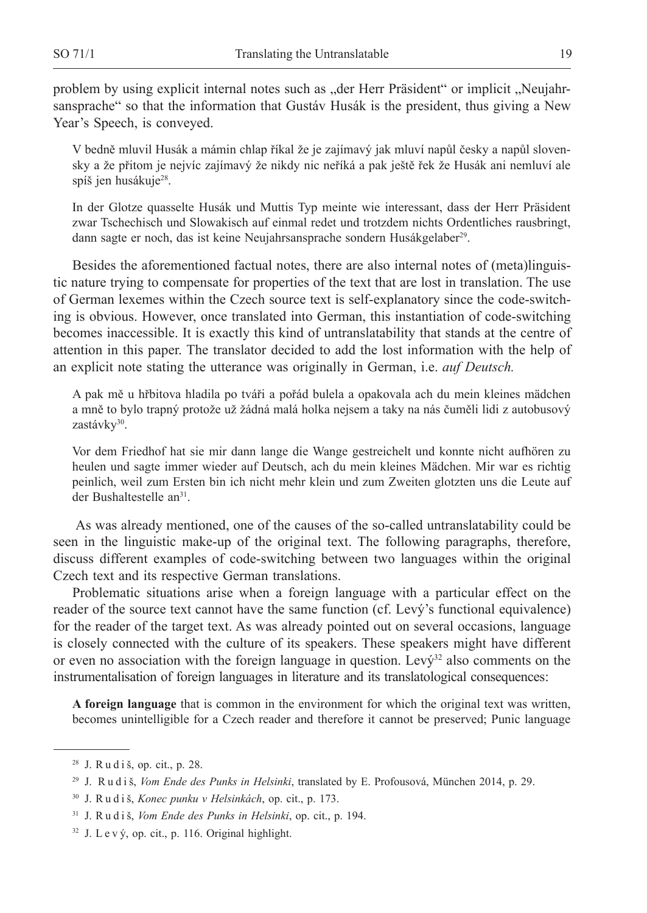problem by using explicit internal notes such as „der Herr Präsident" or implicit „Neujahrsansprache" so that the information that Gustáv Husák is the president, thus giving a New Year's Speech, is conveyed.

> V bedně mluvil Husák a mámin chlap říkal že je zajímavý jak mluví napůl česky a napůl slovensky a že přitom je nejvíc zajímavý že nikdy nic neříká a pak ještě řek že Husák ani nemluví ale spíš jen husákuje[28].

> In der Glotze quasselte Husák und Muttis Typ meinte wie interessant, dass der Herr Präsident zwar Tschechisch und Slowakisch auf einmal redet und trotzdem nichts Ordentliches rausbringt, dann sagte er noch, das ist keine Neujahrsansprache sondern Husákgelaber[29].

Besides the aforementioned factual notes, there are also internal notes of (meta)linguistic nature trying to compensate for properties of the text that are lost in translation. The use of German lexemes within the Czech source text is self-explanatory since the code-switching is obvious. However, once translated into German, this instantiation of code-switching becomes inaccessible. It is exactly this kind of untranslatability that stands at the centre of attention in this paper. The translator decided to add the lost information with the help of an explicit note stating the utterance was originally in German, i.e. *auf Deutsch.*

> A pak mě u hřbitova hladila po tváři a pořád bulela a opakovala ach du mein kleines mädchen a mně to bylo trapný protože už žádná malá holka nejsem a taky na nás čuměli lidi z autobusový zastávky[30].

> Vor dem Friedhof hat sie mir dann lange die Wange gestreichelt und konnte nicht aufhören zu heulen und sagte immer wieder auf Deutsch, ach du mein kleines Mädchen. Mir war es richtig peinlich, weil zum Ersten bin ich nicht mehr klein und zum Zweiten glotzten uns die Leute auf der Bushaltestelle an[31].

As was already mentioned, one of the causes of the so-called untranslatability could be seen in the linguistic make-up of the original text. The following paragraphs, therefore, discuss different examples of code-switching between two languages within the original Czech text and its respective German translations.

Problematic situations arise when a foreign language with a particular effect on the reader of the source text cannot have the same function (cf. Levý's functional equivalence) for the reader of the target text. As was already pointed out on several occasions, language is closely connected with the culture of its speakers. These speakers might have different or even no association with the foreign language in question. Levý[32] also comments on the instrumentalisation of foreign languages in literature and its translatological consequences:

> **A foreign language** that is common in the environment for which the original text was written, becomes unintelligible for a Czech reader and therefore it cannot be preserved; Punic language

---

[28] J. Rudiš, op. cit., p. 28.

[29] J. Rudiš, *Vom Ende des Punks in Helsinki*, translated by E. Profousová, München 2014, p. 29.

[30] J. Rudiš, *Konec punku v Helsinkách*, op. cit., p. 173.

[31] J. Rudiš, *Vom Ende des Punks in Helsinki*, op. cit., p. 194.

[32] J. Levý, op. cit., p. 116. Original highlight.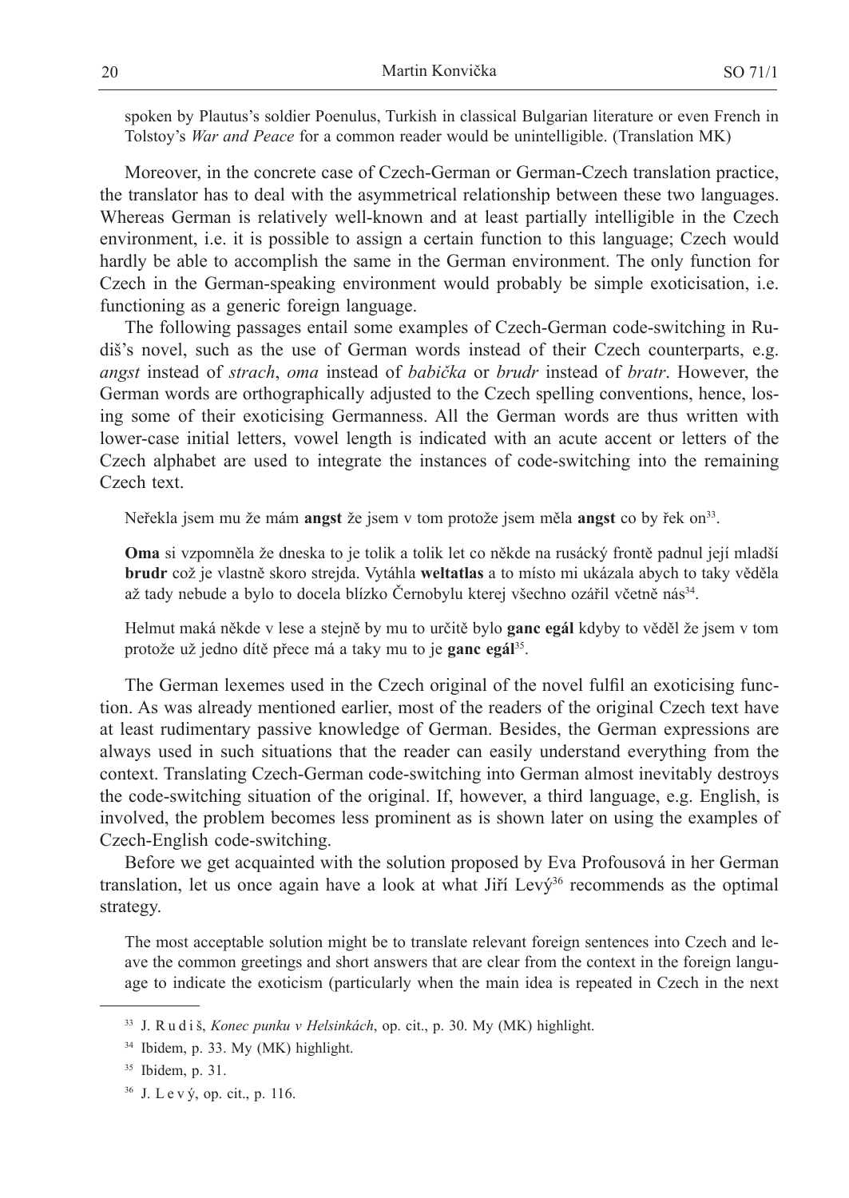spoken by Plautus's soldier Poenulus, Turkish in classical Bulgarian literature or even French in Tolstoy's *War and Peace* for a common reader would be unintelligible. (Translation MK)

Moreover, in the concrete case of Czech-German or German-Czech translation practice, the translator has to deal with the asymmetrical relationship between these two languages. Whereas German is relatively well-known and at least partially intelligible in the Czech environment, i.e. it is possible to assign a certain function to this language; Czech would hardly be able to accomplish the same in the German environment. The only function for Czech in the German-speaking environment would probably be simple exoticisation, i.e. functioning as a generic foreign language.

The following passages entail some examples of Czech-German code-switching in Rudiš's novel, such as the use of German words instead of their Czech counterparts, e.g. *angst* instead of *strach*, *oma* instead of *babička* or *brudr* instead of *bratr*. However, the German words are orthographically adjusted to the Czech spelling conventions, hence, losing some of their exoticising Germanness. All the German words are thus written with lower-case initial letters, vowel length is indicated with an acute accent or letters of the Czech alphabet are used to integrate the instances of code-switching into the remaining Czech text.

> Neřekla jsem mu že mám **angst** že jsem v tom protože jsem měla **angst** co by řek on[33].

> **Oma** si vzpomněla že dneska to je tolik a tolik let co někde na rusácký frontě padnul její mladší **brudr** což je vlastně skoro strejda. Vytáhla **weltatlas** a to místo mi ukázala abych to taky věděla až tady nebude a bylo to docela blízko Černobylu kterej všechno ozářil včetně nás[34].

> Helmut maká někde v lese a stejně by mu to určitě bylo **ganc egál** kdyby to věděl že jsem v tom protože už jedno dítě přece má a taky mu to je **ganc egál**[35].

The German lexemes used in the Czech original of the novel fulfil an exoticising function. As was already mentioned earlier, most of the readers of the original Czech text have at least rudimentary passive knowledge of German. Besides, the German expressions are always used in such situations that the reader can easily understand everything from the context. Translating Czech-German code-switching into German almost inevitably destroys the code-switching situation of the original. If, however, a third language, e.g. English, is involved, the problem becomes less prominent as is shown later on using the examples of Czech-English code-switching.

Before we get acquainted with the solution proposed by Eva Profousová in her German translation, let us once again have a look at what Jiří Levý[36] recommends as the optimal strategy.

> The most acceptable solution might be to translate relevant foreign sentences into Czech and leave the common greetings and short answers that are clear from the context in the foreign language to indicate the exoticism (particularly when the main idea is repeated in Czech in the next

---

[33] J. Rudiš, *Konec punku v Helsinkách*, op. cit., p. 30. My (MK) highlight.

[34] Ibidem, p. 33. My (MK) highlight.

[35] Ibidem, p. 31.

[36] J. Levý, op. cit., p. 116.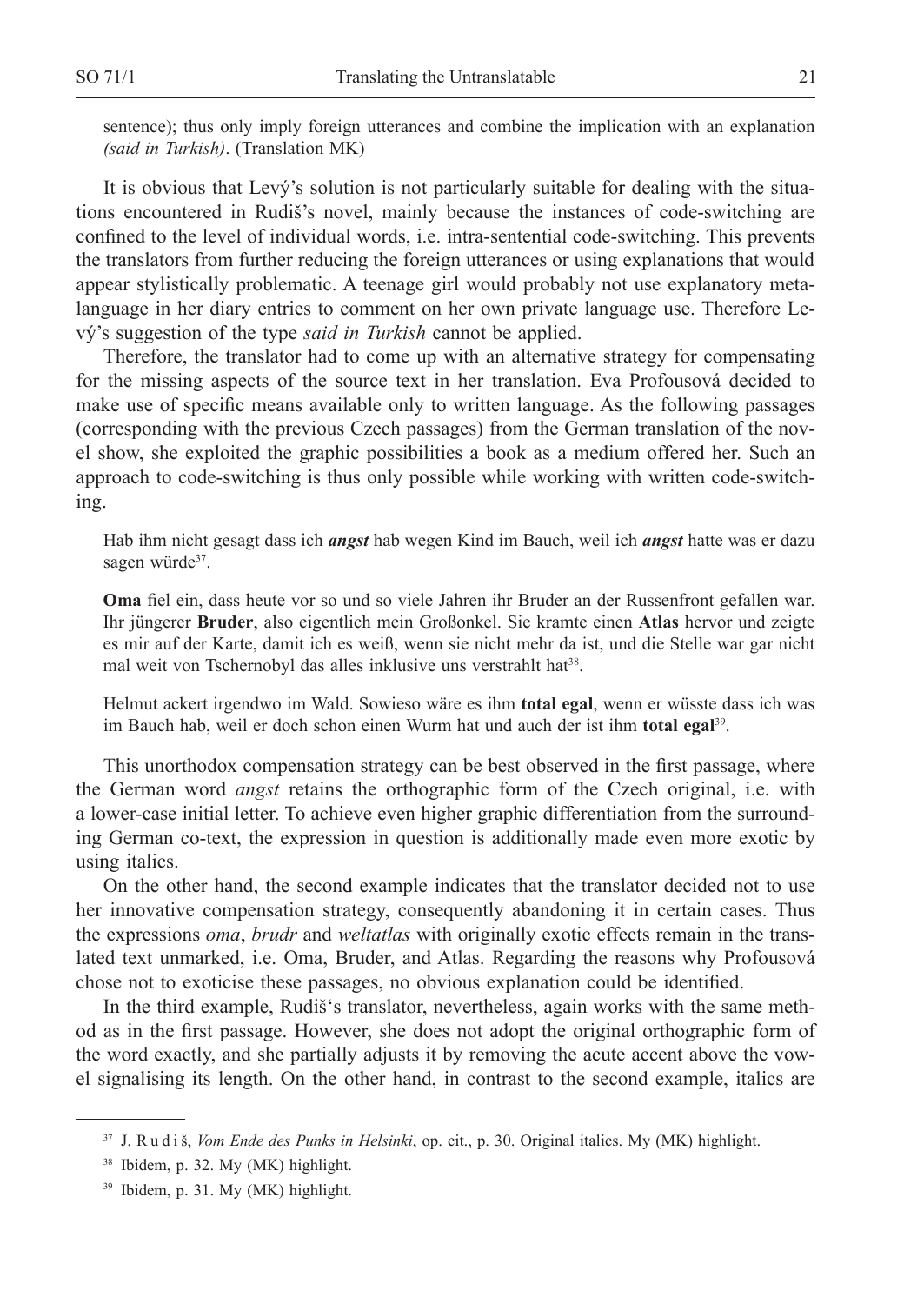sentence); thus only imply foreign utterances and combine the implication with an explanation *(said in Turkish)*. (Translation MK)

It is obvious that Levý's solution is not particularly suitable for dealing with the situations encountered in Rudiš's novel, mainly because the instances of code-switching are confined to the level of individual words, i.e. intra-sentential code-switching. This prevents the translators from further reducing the foreign utterances or using explanations that would appear stylistically problematic. A teenage girl would probably not use explanatory metalanguage in her diary entries to comment on her own private language use. Therefore Levý's suggestion of the type *said in Turkish* cannot be applied.

Therefore, the translator had to come up with an alternative strategy for compensating for the missing aspects of the source text in her translation. Eva Profousová decided to make use of specific means available only to written language. As the following passages (corresponding with the previous Czech passages) from the German translation of the novel show, she exploited the graphic possibilities a book as a medium offered her. Such an approach to code-switching is thus only possible while working with written code-switching.

> Hab ihm nicht gesagt dass ich ***angst*** hab wegen Kind im Bauch, weil ich ***angst*** hatte was er dazu sagen würde[37].

> **Oma** fiel ein, dass heute vor so und so viele Jahren ihr Bruder an der Russenfront gefallen war. Ihr jüngerer **Bruder**, also eigentlich mein Großonkel. Sie kramte einen **Atlas** hervor und zeigte es mir auf der Karte, damit ich es weiß, wenn sie nicht mehr da ist, und die Stelle war gar nicht mal weit von Tschernobyl das alles inklusive uns verstrahlt hat[38].

> Helmut ackert irgendwo im Wald. Sowieso wäre es ihm **total egal**, wenn er wüsste dass ich was im Bauch hab, weil er doch schon einen Wurm hat und auch der ist ihm **total egal**[39].

This unorthodox compensation strategy can be best observed in the first passage, where the German word *angst* retains the orthographic form of the Czech original, i.e. with a lower-case initial letter. To achieve even higher graphic differentiation from the surrounding German co-text, the expression in question is additionally made even more exotic by using italics.

On the other hand, the second example indicates that the translator decided not to use her innovative compensation strategy, consequently abandoning it in certain cases. Thus the expressions *oma*, *brudr* and *weltatlas* with originally exotic effects remain in the translated text unmarked, i.e. Oma, Bruder, and Atlas. Regarding the reasons why Profousová chose not to exoticise these passages, no obvious explanation could be identified.

In the third example, Rudiš's translator, nevertheless, again works with the same method as in the first passage. However, she does not adopt the original orthographic form of the word exactly, and she partially adjusts it by removing the acute accent above the vowel signalising its length. On the other hand, in contrast to the second example, italics are

---

[37] J. R u d i š, *Vom Ende des Punks in Helsinki*, op. cit., p. 30. Original italics. My (MK) highlight.

[38] Ibidem, p. 32. My (MK) highlight.

[39] Ibidem, p. 31. My (MK) highlight.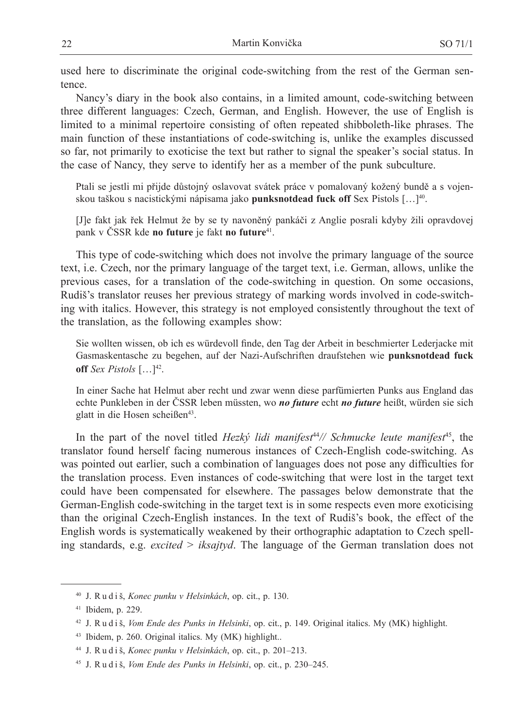used here to discriminate the original code-switching from the rest of the German sentence.

Nancy's diary in the book also contains, in a limited amount, code-switching between three different languages: Czech, German, and English. However, the use of English is limited to a minimal repertoire consisting of often repeated shibboleth-like phrases. The main function of these instantiations of code-switching is, unlike the examples discussed so far, not primarily to exoticise the text but rather to signal the speaker's social status. In the case of Nancy, they serve to identify her as a member of the punk subculture.

> Ptali se jestli mi přijde důstojný oslavovat svátek práce v pomalovaný kožený bundě a s vojenskou taškou s nacistickými nápisama jako **punksnotdead fuck off** Sex Pistols […][40].

> [J]e fakt jak řek Helmut že by se ty navoněný pankáči z Anglie posrali kdyby žili opravdovej pank v ČSSR kde **no future** je fakt **no future**[41].

This type of code-switching which does not involve the primary language of the source text, i.e. Czech, nor the primary language of the target text, i.e. German, allows, unlike the previous cases, for a translation of the code-switching in question. On some occasions, Rudiš's translator reuses her previous strategy of marking words involved in code-switching with italics. However, this strategy is not employed consistently throughout the text of the translation, as the following examples show:

> Sie wollten wissen, ob ich es würdevoll finde, den Tag der Arbeit in beschmierter Lederjacke mit Gasmaskentasche zu begehen, auf der Nazi-Aufschriften draufstehen wie **punksnotdead fuck off** *Sex Pistols* […][42].

> In einer Sache hat Helmut aber recht und zwar wenn diese parfümierten Punks aus England das echte Punkleben in der ČSSR leben müssten, wo ***no future*** echt ***no future*** heißt, würden sie sich glatt in die Hosen scheißen[43].

In the part of the novel titled *Hezký lidi manifest*[44]*// Schmucke leute manifest*[45], the translator found herself facing numerous instances of Czech-English code-switching. As was pointed out earlier, such a combination of languages does not pose any difficulties for the translation process. Even instances of code-switching that were lost in the target text could have been compensated for elsewhere. The passages below demonstrate that the German-English code-switching in the target text is in some respects even more exoticising than the original Czech-English instances. In the text of Rudiš's book, the effect of the English words is systematically weakened by their orthographic adaptation to Czech spelling standards, e.g. *excited* > *iksajtyd*. The language of the German translation does not

---

[40] J. R u d i š, *Konec punku v Helsinkách*, op. cit., p. 130.

[41] Ibidem, p. 229.

[42] J. R u d i š, *Vom Ende des Punks in Helsinki*, op. cit., p. 149. Original italics. My (MK) highlight.

[43] Ibidem, p. 260. Original italics. My (MK) highlight..

[44] J. R u d i š, *Konec punku v Helsinkách*, op. cit., p. 201–213.

[45] J. R u d i š, *Vom Ende des Punks in Helsinki*, op. cit., p. 230–245.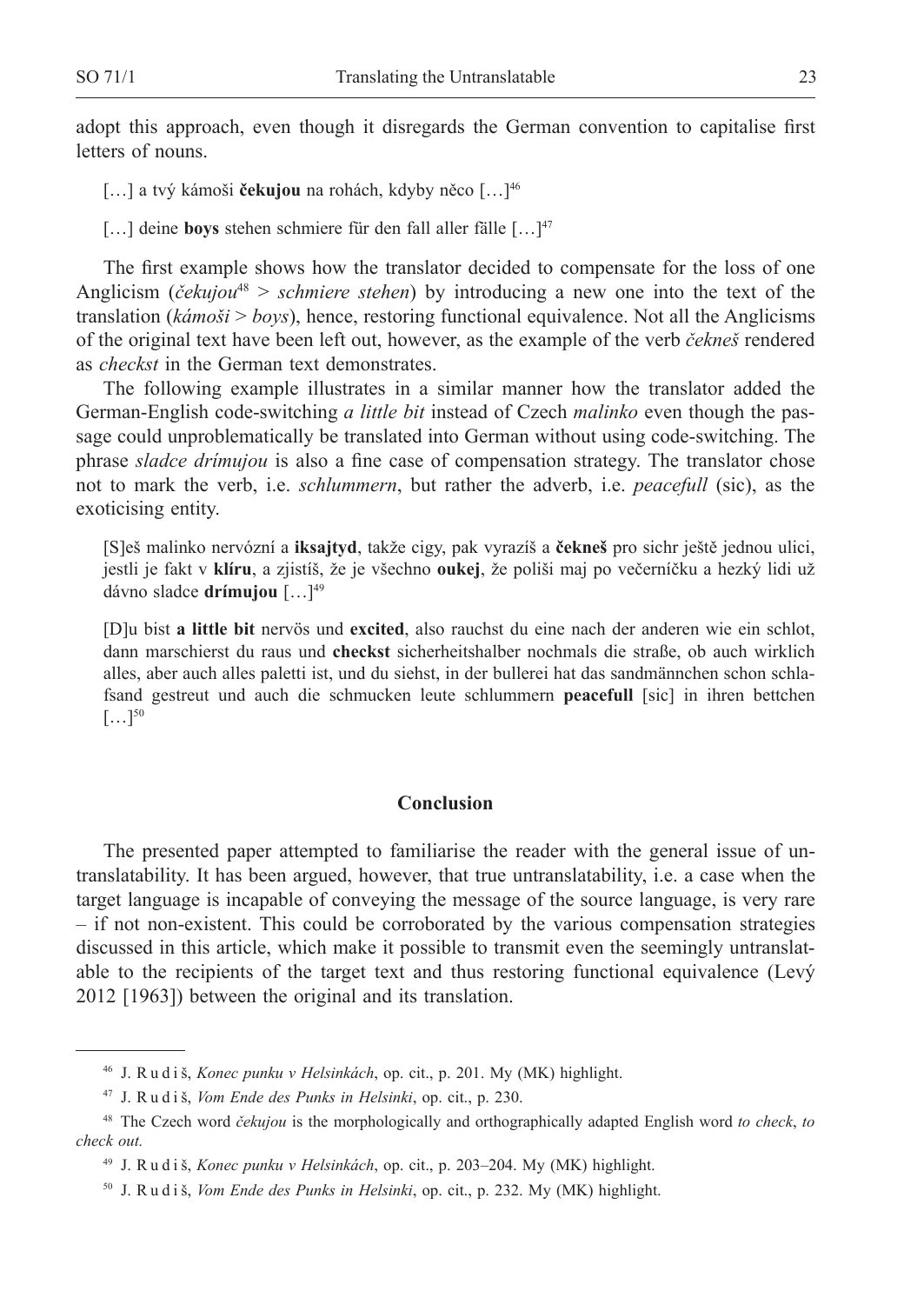adopt this approach, even though it disregards the German convention to capitalise first letters of nouns.

> […] a tvý kámoši **čekujou** na rohách, kdyby něco […][46]

> […] deine **boys** stehen schmiere für den fall aller fälle […][47]

The first example shows how the translator decided to compensate for the loss of one Anglicism (*čekujou*[48] > *schmiere stehen*) by introducing a new one into the text of the translation (*kámoši* > *boys*), hence, restoring functional equivalence. Not all the Anglicisms of the original text have been left out, however, as the example of the verb *čekneš* rendered as *checkst* in the German text demonstrates.

The following example illustrates in a similar manner how the translator added the German-English code-switching *a little bit* instead of Czech *malinko* even though the passage could unproblematically be translated into German without using code-switching. The phrase *sladce drímujou* is also a fine case of compensation strategy. The translator chose not to mark the verb, i.e. *schlummern*, but rather the adverb, i.e. *peacefull* (sic), as the exoticising entity.

> [S]eš malinko nervózní a **iksajtyd**, takže cigy, pak vyrazíš a **čekneš** pro sichr ještě jednou ulici, jestli je fakt v **klíru**, a zjistíš, že je všechno **oukej**, že poliši maj po večerníčku a hezký lidi už dávno sladce **drímujou** […][49]

> [D]u bist **a little bit** nervös und **excited**, also rauchst du eine nach der anderen wie ein schlot, dann marschierst du raus und **checkst** sicherheitshalber nochmals die straße, ob auch wirklich alles, aber auch alles paletti ist, und du siehst, in der bullerei hat das sandmännchen schon schlafsand gestreut und auch die schmucken leute schlummern **peacefull** [sic] in ihren bettchen […][50]

## Conclusion

The presented paper attempted to familiarise the reader with the general issue of untranslatability. It has been argued, however, that true untranslatability, i.e. a case when the target language is incapable of conveying the message of the source language, is very rare – if not non-existent. This could be corroborated by the various compensation strategies discussed in this article, which make it possible to transmit even the seemingly untranslatable to the recipients of the target text and thus restoring functional equivalence (Levý 2012 [1963]) between the original and its translation.

---

[46] J. Rudiš, *Konec punku v Helsinkách*, op. cit., p. 201. My (MK) highlight.

[47] J. Rudiš, *Vom Ende des Punks in Helsinki*, op. cit., p. 230.

[48] The Czech word *čekujou* is the morphologically and orthographically adapted English word *to check*, *to check out.*

[49] J. Rudiš, *Konec punku v Helsinkách*, op. cit., p. 203–204. My (MK) highlight.

[50] J. Rudiš, *Vom Ende des Punks in Helsinki*, op. cit., p. 232. My (MK) highlight.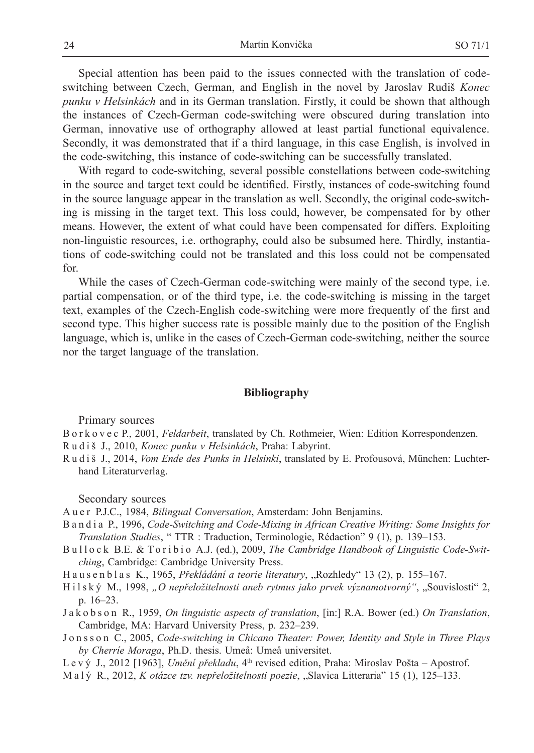Special attention has been paid to the issues connected with the translation of code-switching between Czech, German, and English in the novel by Jaroslav Rudiš *Konec punku v Helsinkách* and in its German translation. Firstly, it could be shown that although the instances of Czech-German code-switching were obscured during translation into German, innovative use of orthography allowed at least partial functional equivalence. Secondly, it was demonstrated that if a third language, in this case English, is involved in the code-switching, this instance of code-switching can be successfully translated.

With regard to code-switching, several possible constellations between code-switching in the source and target text could be identified. Firstly, instances of code-switching found in the source language appear in the translation as well. Secondly, the original code-switching is missing in the target text. This loss could, however, be compensated for by other means. However, the extent of what could have been compensated for differs. Exploiting non-linguistic resources, i.e. orthography, could also be subsumed here. Thirdly, instantiations of code-switching could not be translated and this loss could not be compensated for.

While the cases of Czech-German code-switching were mainly of the second type, i.e. partial compensation, or of the third type, i.e. the code-switching is missing in the target text, examples of the Czech-English code-switching were more frequently of the first and second type. This higher success rate is possible mainly due to the position of the English language, which is, unlike in the cases of Czech-German code-switching, neither the source nor the target language of the translation.

## Bibliography

Primary sources

Borkovec P., 2001, *Feldarbeit*, translated by Ch. Rothmeier, Wien: Edition Korrespondenzen.

Rudiš J., 2010, *Konec punku v Helsinkách*, Praha: Labyrint.

Rudiš J., 2014, *Vom Ende des Punks in Helsinki*, translated by E. Profousová, München: Luchterhand Literaturverlag.

Secondary sources

Auer P.J.C., 1984, *Bilingual Conversation*, Amsterdam: John Benjamins.

Bandia P., 1996, *Code-Switching and Code-Mixing in African Creative Writing: Some Insights for Translation Studies*, " TTR : Traduction, Terminologie, Rédaction" 9 (1), p. 139–153.

Bullock B.E. & Toribio A.J. (ed.), 2009, *The Cambridge Handbook of Linguistic Code-Switching*, Cambridge: Cambridge University Press.

Hausenblas K., 1965, *Překládání a teorie literatury*, „Rozhledy" 13 (2), p. 155–167.

Hilský M., 1998, *„O nepřeložitelnosti aneb rytmus jako prvek významotvorný"*, „Souvislosti" 2, p. 16–23.

Jakobson R., 1959, *On linguistic aspects of translation*, [in:] R.A. Bower (ed.) *On Translation*, Cambridge, MA: Harvard University Press, p. 232–239.

Jonsson C., 2005, *Code-switching in Chicano Theater: Power, Identity and Style in Three Plays by Cherríe Moraga*, Ph.D. thesis. Umeå: Umeå universitet.

Levý J., 2012 [1963], *Umění překladu*, 4th revised edition, Praha: Miroslav Pošta – Apostrof.

Malý R., 2012, *K otázce tzv. nepřeložitelnosti poezie*, „Slavica Litteraria" 15 (1), 125–133.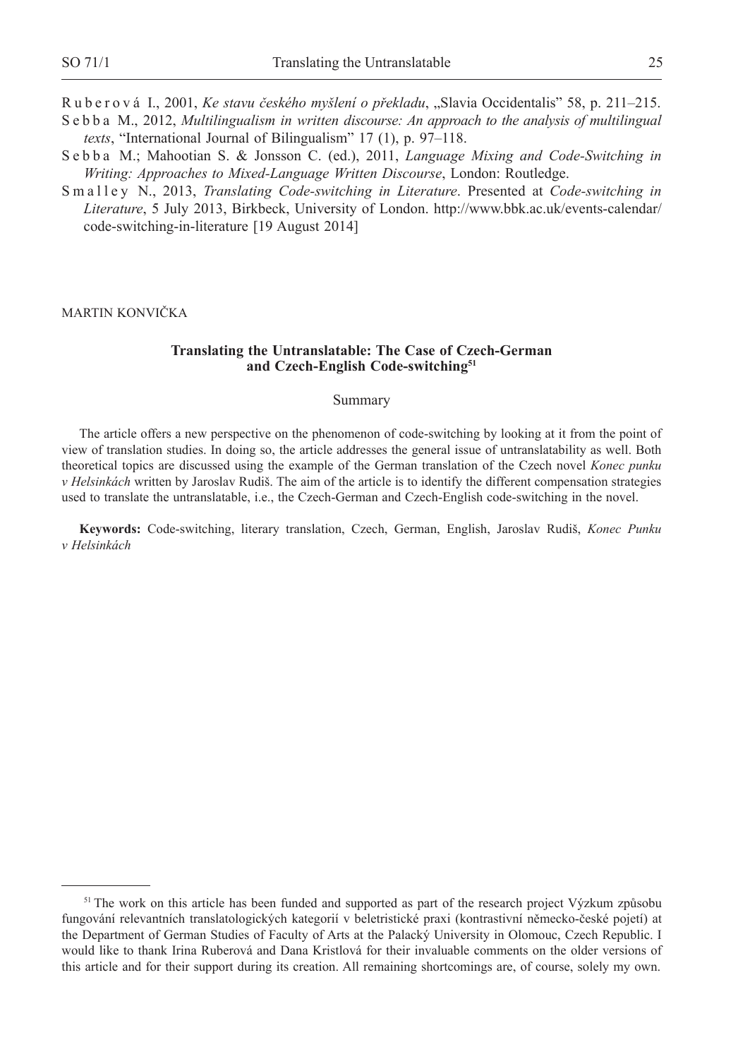Ruberová I., 2001, *Ke stavu českého myšlení o překladu*, „Slavia Occidentalis" 58, p. 211–215.

Sebba M., 2012, *Multilingualism in written discourse: An approach to the analysis of multilingual texts*, "International Journal of Bilingualism" 17 (1), p. 97–118.

Sebba M.; Mahootian S. & Jonsson C. (ed.), 2011, *Language Mixing and Code-Switching in Writing: Approaches to Mixed-Language Written Discourse*, London: Routledge.

Smalley N., 2013, *Translating Code-switching in Literature*. Presented at *Code-switching in Literature*, 5 July 2013, Birkbeck, University of London. http://www.bbk.ac.uk/events-calendar/code-switching-in-literature [19 August 2014]

MARTIN KONVIČKA

**Translating the Untranslatable: The Case of Czech-German and Czech-English Code-switching**[51]

Summary

The article offers a new perspective on the phenomenon of code-switching by looking at it from the point of view of translation studies. In doing so, the article addresses the general issue of untranslatability as well. Both theoretical topics are discussed using the example of the German translation of the Czech novel *Konec punku v Helsinkách* written by Jaroslav Rudiš. The aim of the article is to identify the different compensation strategies used to translate the untranslatable, i.e., the Czech-German and Czech-English code-switching in the novel.

**Keywords:** Code-switching, literary translation, Czech, German, English, Jaroslav Rudiš, *Konec Punku v Helsinkách*

---

[51] The work on this article has been funded and supported as part of the research project Výzkum způsobu fungování relevantních translatologických kategorií v beletristické praxi (kontrastivní německo-české pojetí) at the Department of German Studies of Faculty of Arts at the Palacký University in Olomouc, Czech Republic. I would like to thank Irina Ruberová and Dana Kristlová for their invaluable comments on the older versions of this article and for their support during its creation. All remaining shortcomings are, of course, solely my own.